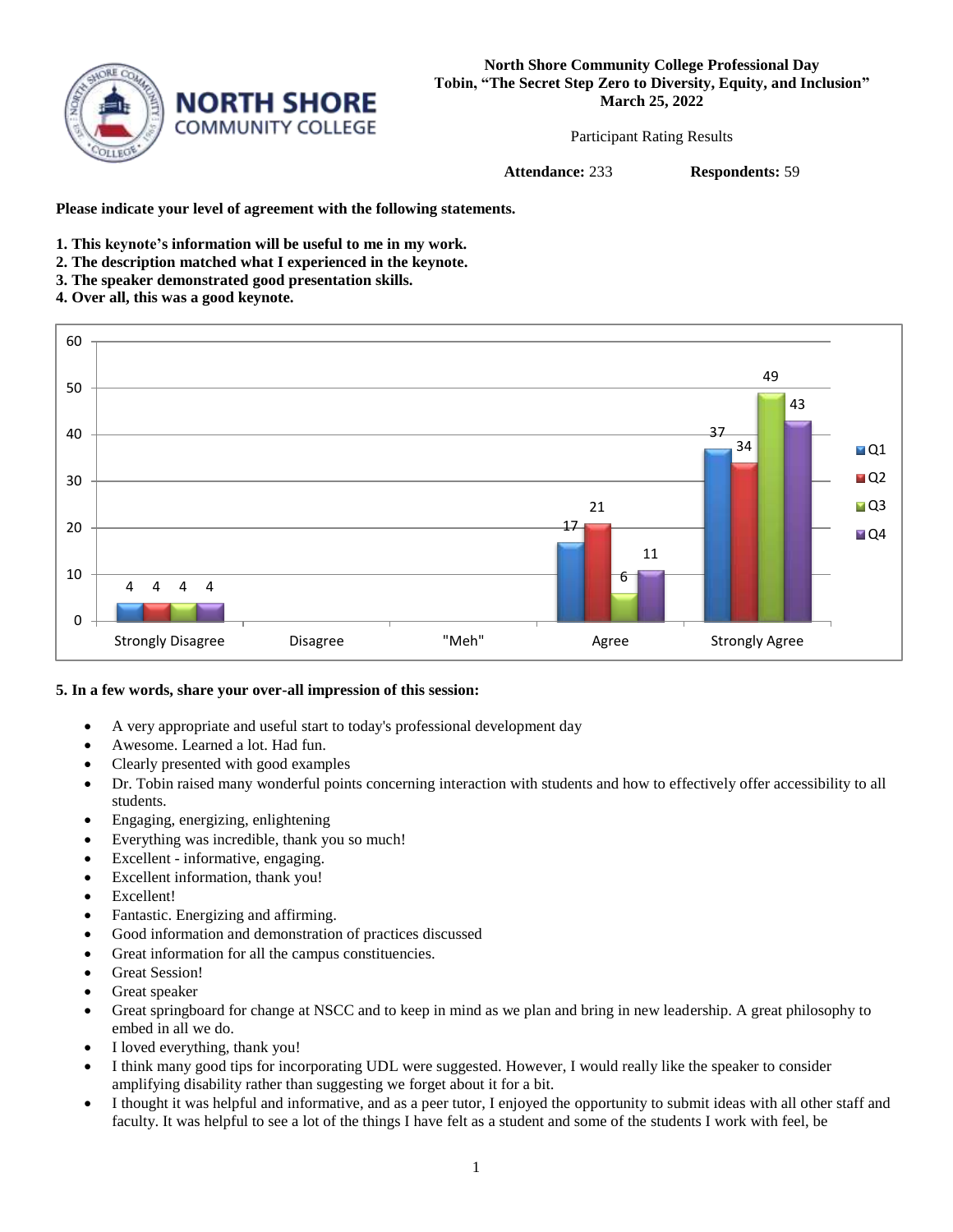**North Shore Community College Professional Day**
**Tobin, "The Secret Step Zero to Diversity, Equity, and Inclusion"**
**March 25, 2022**

Participant Rating Results

**Attendance:** 233 **Respondents:** 59

**Please indicate your level of agreement with the following statements.**

**1. This keynote's information will be useful to me in my work.**
**2. The description matched what I experienced in the keynote.**
**3. The speaker demonstrated good presentation skills.**
**4. Over all, this was a good keynote.**

| | Strongly Disagree | Disagree | "Meh" | Agree | Strongly Agree |
|---|---|---|---|---|---|
| Q1 | 4 | | | 17 | 37 |
| Q2 | 4 | | | 21 | 34 |
| Q3 | 4 | | | 6 | 49 |
| Q4 | 4 | | | 11 | 43 |

**5. In a few words, share your over-all impression of this session:**

- A very appropriate and useful start to today's professional development day
- Awesome. Learned a lot. Had fun.
- Clearly presented with good examples
- Dr. Tobin raised many wonderful points concerning interaction with students and how to effectively offer accessibility to all students.
- Engaging, energizing, enlightening
- Everything was incredible, thank you so much!
- Excellent - informative, engaging.
- Excellent information, thank you!
- Excellent!
- Fantastic. Energizing and affirming.
- Good information and demonstration of practices discussed
- Great information for all the campus constituencies.
- Great Session!
- Great speaker
- Great springboard for change at NSCC and to keep in mind as we plan and bring in new leadership. A great philosophy to embed in all we do.
- I loved everything, thank you!
- I think many good tips for incorporating UDL were suggested. However, I would really like the speaker to consider amplifying disability rather than suggesting we forget about it for a bit.
- I thought it was helpful and informative, and as a peer tutor, I enjoyed the opportunity to submit ideas with all other staff and faculty. It was helpful to see a lot of the things I have felt as a student and some of the students I work with feel, be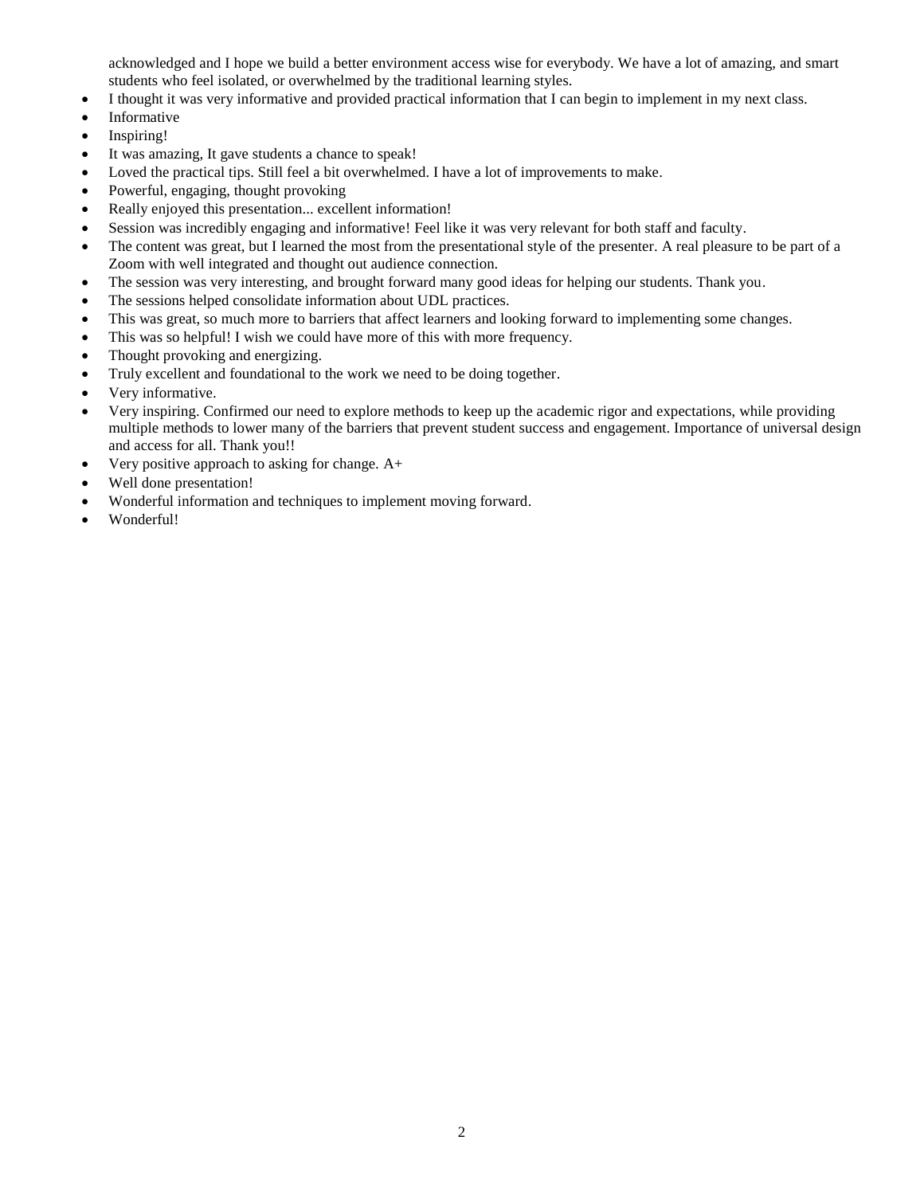acknowledged and I hope we build a better environment access wise for everybody. We have a lot of amazing, and smart students who feel isolated, or overwhelmed by the traditional learning styles.

- I thought it was very informative and provided practical information that I can begin to implement in my next class.
- Informative
- Inspiring!
- It was amazing, It gave students a chance to speak!
- Loved the practical tips. Still feel a bit overwhelmed. I have a lot of improvements to make.
- Powerful, engaging, thought provoking
- Really enjoyed this presentation... excellent information!
- Session was incredibly engaging and informative! Feel like it was very relevant for both staff and faculty.
- The content was great, but I learned the most from the presentational style of the presenter. A real pleasure to be part of a Zoom with well integrated and thought out audience connection.
- The session was very interesting, and brought forward many good ideas for helping our students. Thank you.
- The sessions helped consolidate information about UDL practices.
- This was great, so much more to barriers that affect learners and looking forward to implementing some changes.
- This was so helpful! I wish we could have more of this with more frequency.
- Thought provoking and energizing.
- Truly excellent and foundational to the work we need to be doing together.
- Very informative.
- Very inspiring. Confirmed our need to explore methods to keep up the academic rigor and expectations, while providing multiple methods to lower many of the barriers that prevent student success and engagement. Importance of universal design and access for all. Thank you!!
- Very positive approach to asking for change. A+
- Well done presentation!
- Wonderful information and techniques to implement moving forward.
- Wonderful!